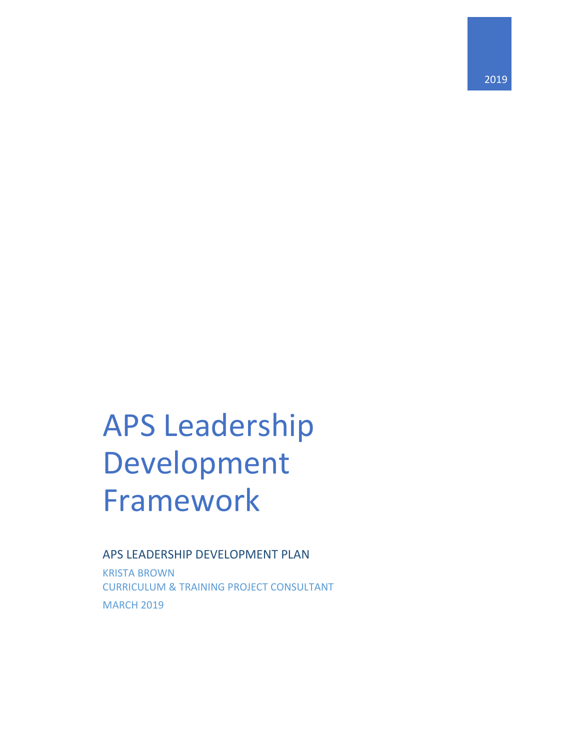2019

# APS Leadership Development Framework

## APS LEADERSHIP DEVELOPMENT PLAN

KRISTA BROWN
CURRICULUM & TRAINING PROJECT CONSULTANT

MARCH 2019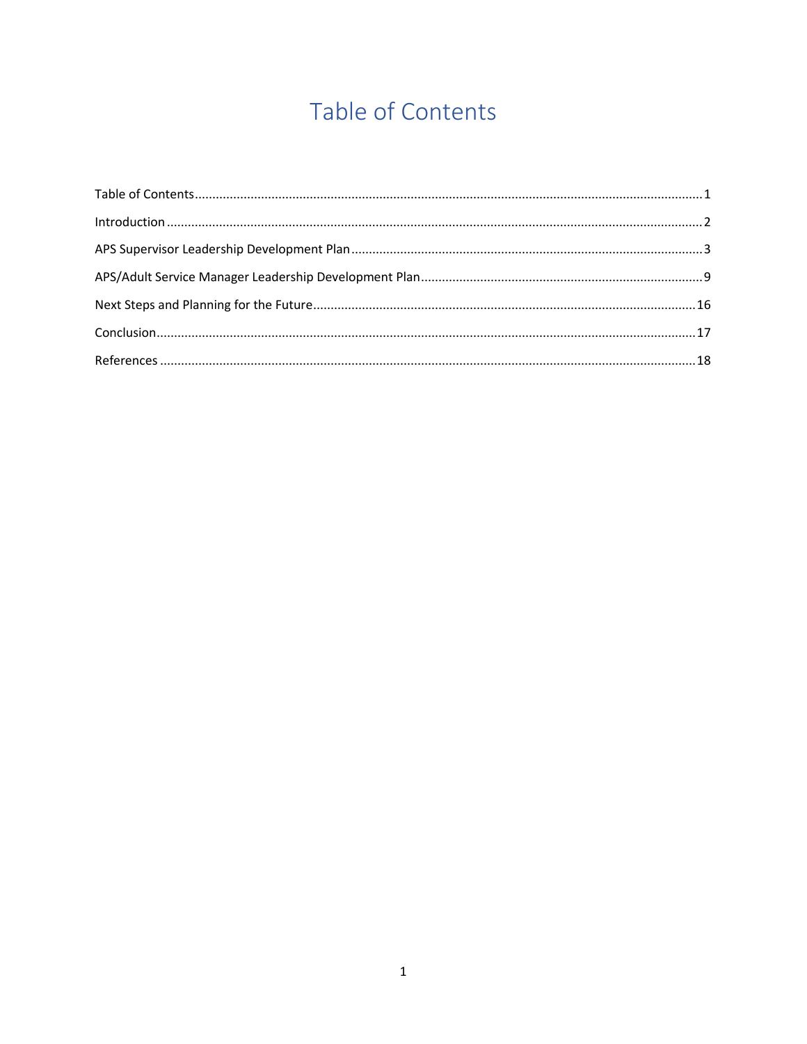# Table of Contents

Table of Contents....1

Introduction....2

APS Supervisor Leadership Development Plan....3

APS/Adult Service Manager Leadership Development Plan....9

Next Steps and Planning for the Future....16

Conclusion....17

References....18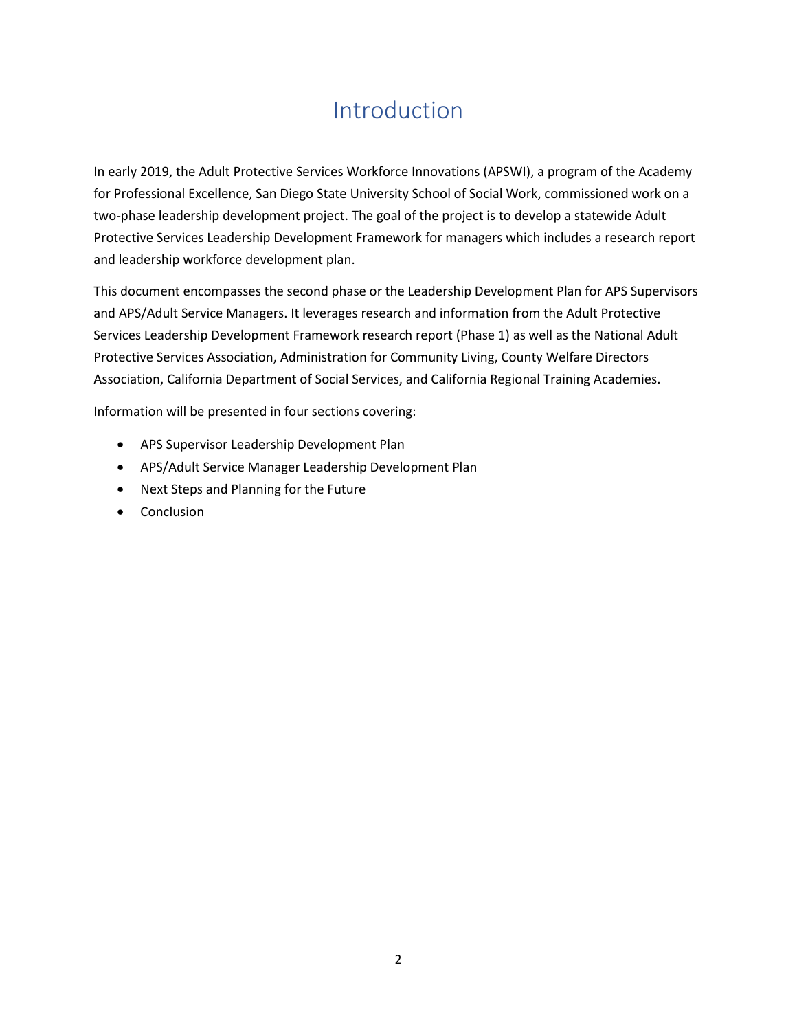# Introduction

In early 2019, the Adult Protective Services Workforce Innovations (APSWI), a program of the Academy for Professional Excellence, San Diego State University School of Social Work, commissioned work on a two-phase leadership development project. The goal of the project is to develop a statewide Adult Protective Services Leadership Development Framework for managers which includes a research report and leadership workforce development plan.

This document encompasses the second phase or the Leadership Development Plan for APS Supervisors and APS/Adult Service Managers. It leverages research and information from the Adult Protective Services Leadership Development Framework research report (Phase 1) as well as the National Adult Protective Services Association, Administration for Community Living, County Welfare Directors Association, California Department of Social Services, and California Regional Training Academies.

Information will be presented in four sections covering:

- APS Supervisor Leadership Development Plan
- APS/Adult Service Manager Leadership Development Plan
- Next Steps and Planning for the Future
- Conclusion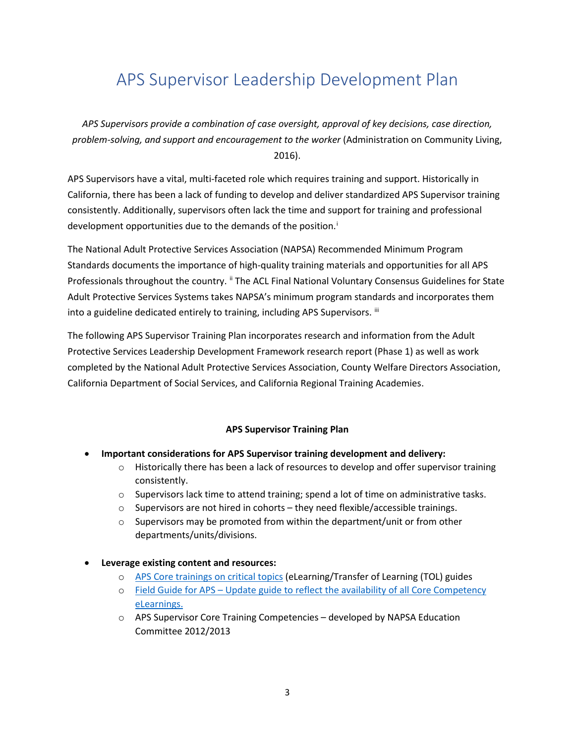# APS Supervisor Leadership Development Plan

*APS Supervisors provide a combination of case oversight, approval of key decisions, case direction, problem-solving, and support and encouragement to the worker* (Administration on Community Living, 2016).

APS Supervisors have a vital, multi-faceted role which requires training and support. Historically in California, there has been a lack of funding to develop and deliver standardized APS Supervisor training consistently. Additionally, supervisors often lack the time and support for training and professional development opportunities due to the demands of the position.[i]

The National Adult Protective Services Association (NAPSA) Recommended Minimum Program Standards documents the importance of high-quality training materials and opportunities for all APS Professionals throughout the country. [ii] The ACL Final National Voluntary Consensus Guidelines for State Adult Protective Services Systems takes NAPSA's minimum program standards and incorporates them into a guideline dedicated entirely to training, including APS Supervisors. [iii]

The following APS Supervisor Training Plan incorporates research and information from the Adult Protective Services Leadership Development Framework research report (Phase 1) as well as work completed by the National Adult Protective Services Association, County Welfare Directors Association, California Department of Social Services, and California Regional Training Academies.

**APS Supervisor Training Plan**

- **Important considerations for APS Supervisor training development and delivery:**
  - Historically there has been a lack of resources to develop and offer supervisor training consistently.
  - Supervisors lack time to attend training; spend a lot of time on administrative tasks.
  - Supervisors are not hired in cohorts – they need flexible/accessible trainings.
  - Supervisors may be promoted from within the department/unit or from other departments/units/divisions.

- **Leverage existing content and resources:**
  - APS Core trainings on critical topics (eLearning/Transfer of Learning (TOL) guides
  - Field Guide for APS – Update guide to reflect the availability of all Core Competency eLearnings.
  - APS Supervisor Core Training Competencies – developed by NAPSA Education Committee 2012/2013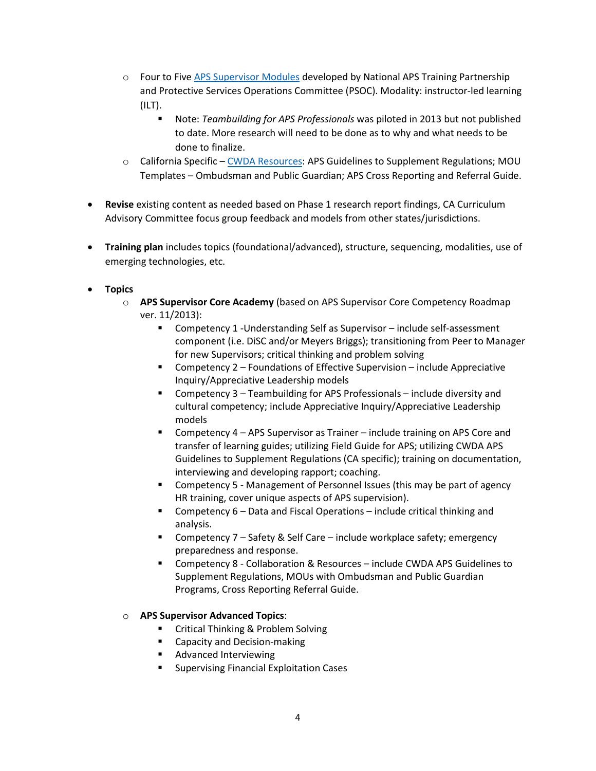- Four to Five APS Supervisor Modules developed by National APS Training Partnership and Protective Services Operations Committee (PSOC). Modality: instructor-led learning (ILT).
        - Note: *Teambuilding for APS Professionals* was piloted in 2013 but not published to date. More research will need to be done as to why and what needs to be done to finalize.
    - California Specific – CWDA Resources: APS Guidelines to Supplement Regulations; MOU Templates – Ombudsman and Public Guardian; APS Cross Reporting and Referral Guide.

- **Revise** existing content as needed based on Phase 1 research report findings, CA Curriculum Advisory Committee focus group feedback and models from other states/jurisdictions.

- **Training plan** includes topics (foundational/advanced), structure, sequencing, modalities, use of emerging technologies, etc.

- **Topics**
    - **APS Supervisor Core Academy** (based on APS Supervisor Core Competency Roadmap ver. 11/2013):
        - Competency 1 -Understanding Self as Supervisor – include self-assessment component (i.e. DiSC and/or Meyers Briggs); transitioning from Peer to Manager for new Supervisors; critical thinking and problem solving
        - Competency 2 – Foundations of Effective Supervision – include Appreciative Inquiry/Appreciative Leadership models
        - Competency 3 – Teambuilding for APS Professionals – include diversity and cultural competency; include Appreciative Inquiry/Appreciative Leadership models
        - Competency 4 – APS Supervisor as Trainer – include training on APS Core and transfer of learning guides; utilizing Field Guide for APS; utilizing CWDA APS Guidelines to Supplement Regulations (CA specific); training on documentation, interviewing and developing rapport; coaching.
        - Competency 5 - Management of Personnel Issues (this may be part of agency HR training, cover unique aspects of APS supervision).
        - Competency 6 – Data and Fiscal Operations – include critical thinking and analysis.
        - Competency 7 – Safety & Self Care – include workplace safety; emergency preparedness and response.
        - Competency 8 - Collaboration & Resources – include CWDA APS Guidelines to Supplement Regulations, MOUs with Ombudsman and Public Guardian Programs, Cross Reporting Referral Guide.

    - **APS Supervisor Advanced Topics**:
        - Critical Thinking & Problem Solving
        - Capacity and Decision-making
        - Advanced Interviewing
        - Supervising Financial Exploitation Cases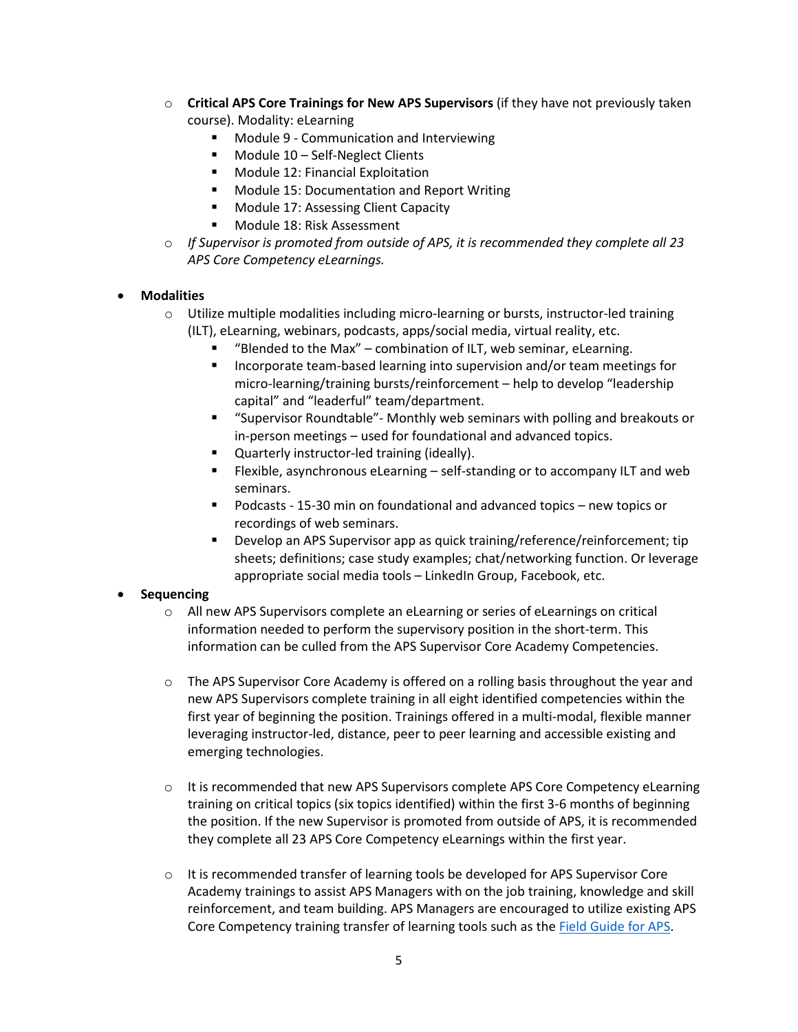- **Critical APS Core Trainings for New APS Supervisors** (if they have not previously taken course). Modality: eLearning
    - Module 9 - Communication and Interviewing
    - Module 10 – Self-Neglect Clients
    - Module 12: Financial Exploitation
    - Module 15: Documentation and Report Writing
    - Module 17: Assessing Client Capacity
    - Module 18: Risk Assessment
  - *If Supervisor is promoted from outside of APS, it is recommended they complete all 23 APS Core Competency eLearnings.*

- **Modalities**
  - Utilize multiple modalities including micro-learning or bursts, instructor-led training (ILT), eLearning, webinars, podcasts, apps/social media, virtual reality, etc.
    - "Blended to the Max" – combination of ILT, web seminar, eLearning.
    - Incorporate team-based learning into supervision and/or team meetings for micro-learning/training bursts/reinforcement – help to develop "leadership capital" and "leaderful" team/department.
    - "Supervisor Roundtable"- Monthly web seminars with polling and breakouts or in-person meetings – used for foundational and advanced topics.
    - Quarterly instructor-led training (ideally).
    - Flexible, asynchronous eLearning – self-standing or to accompany ILT and web seminars.
    - Podcasts - 15-30 min on foundational and advanced topics – new topics or recordings of web seminars.
    - Develop an APS Supervisor app as quick training/reference/reinforcement; tip sheets; definitions; case study examples; chat/networking function. Or leverage appropriate social media tools – LinkedIn Group, Facebook, etc.

- **Sequencing**
  - All new APS Supervisors complete an eLearning or series of eLearnings on critical information needed to perform the supervisory position in the short-term. This information can be culled from the APS Supervisor Core Academy Competencies.

  - The APS Supervisor Core Academy is offered on a rolling basis throughout the year and new APS Supervisors complete training in all eight identified competencies within the first year of beginning the position. Trainings offered in a multi-modal, flexible manner leveraging instructor-led, distance, peer to peer learning and accessible existing and emerging technologies.

  - It is recommended that new APS Supervisors complete APS Core Competency eLearning training on critical topics (six topics identified) within the first 3-6 months of beginning the position. If the new Supervisor is promoted from outside of APS, it is recommended they complete all 23 APS Core Competency eLearnings within the first year.

  - It is recommended transfer of learning tools be developed for APS Supervisor Core Academy trainings to assist APS Managers with on the job training, knowledge and skill reinforcement, and team building. APS Managers are encouraged to utilize existing APS Core Competency training transfer of learning tools such as the Field Guide for APS.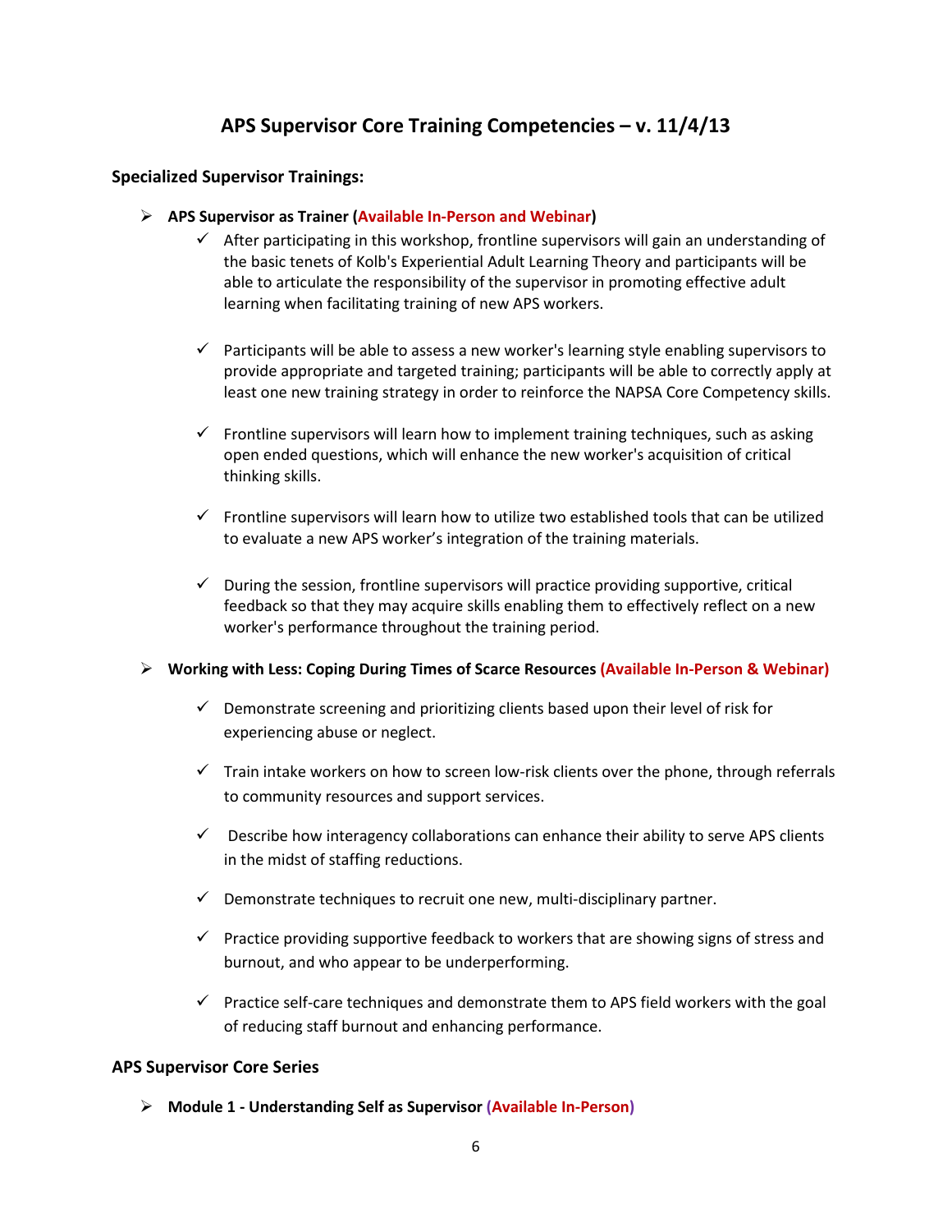# APS Supervisor Core Training Competencies – v. 11/4/13

## Specialized Supervisor Trainings:

- **APS Supervisor as Trainer (Available In-Person and Webinar)**
  - ✓ After participating in this workshop, frontline supervisors will gain an understanding of the basic tenets of Kolb's Experiential Adult Learning Theory and participants will be able to articulate the responsibility of the supervisor in promoting effective adult learning when facilitating training of new APS workers.
  - ✓ Participants will be able to assess a new worker's learning style enabling supervisors to provide appropriate and targeted training; participants will be able to correctly apply at least one new training strategy in order to reinforce the NAPSA Core Competency skills.
  - ✓ Frontline supervisors will learn how to implement training techniques, such as asking open ended questions, which will enhance the new worker's acquisition of critical thinking skills.
  - ✓ Frontline supervisors will learn how to utilize two established tools that can be utilized to evaluate a new APS worker's integration of the training materials.
  - ✓ During the session, frontline supervisors will practice providing supportive, critical feedback so that they may acquire skills enabling them to effectively reflect on a new worker's performance throughout the training period.

- **Working with Less: Coping During Times of Scarce Resources (Available In-Person & Webinar)**
  - ✓ Demonstrate screening and prioritizing clients based upon their level of risk for experiencing abuse or neglect.
  - ✓ Train intake workers on how to screen low-risk clients over the phone, through referrals to community resources and support services.
  - ✓ Describe how interagency collaborations can enhance their ability to serve APS clients in the midst of staffing reductions.
  - ✓ Demonstrate techniques to recruit one new, multi-disciplinary partner.
  - ✓ Practice providing supportive feedback to workers that are showing signs of stress and burnout, and who appear to be underperforming.
  - ✓ Practice self-care techniques and demonstrate them to APS field workers with the goal of reducing staff burnout and enhancing performance.

## APS Supervisor Core Series

- **Module 1 - Understanding Self as Supervisor (Available In-Person)**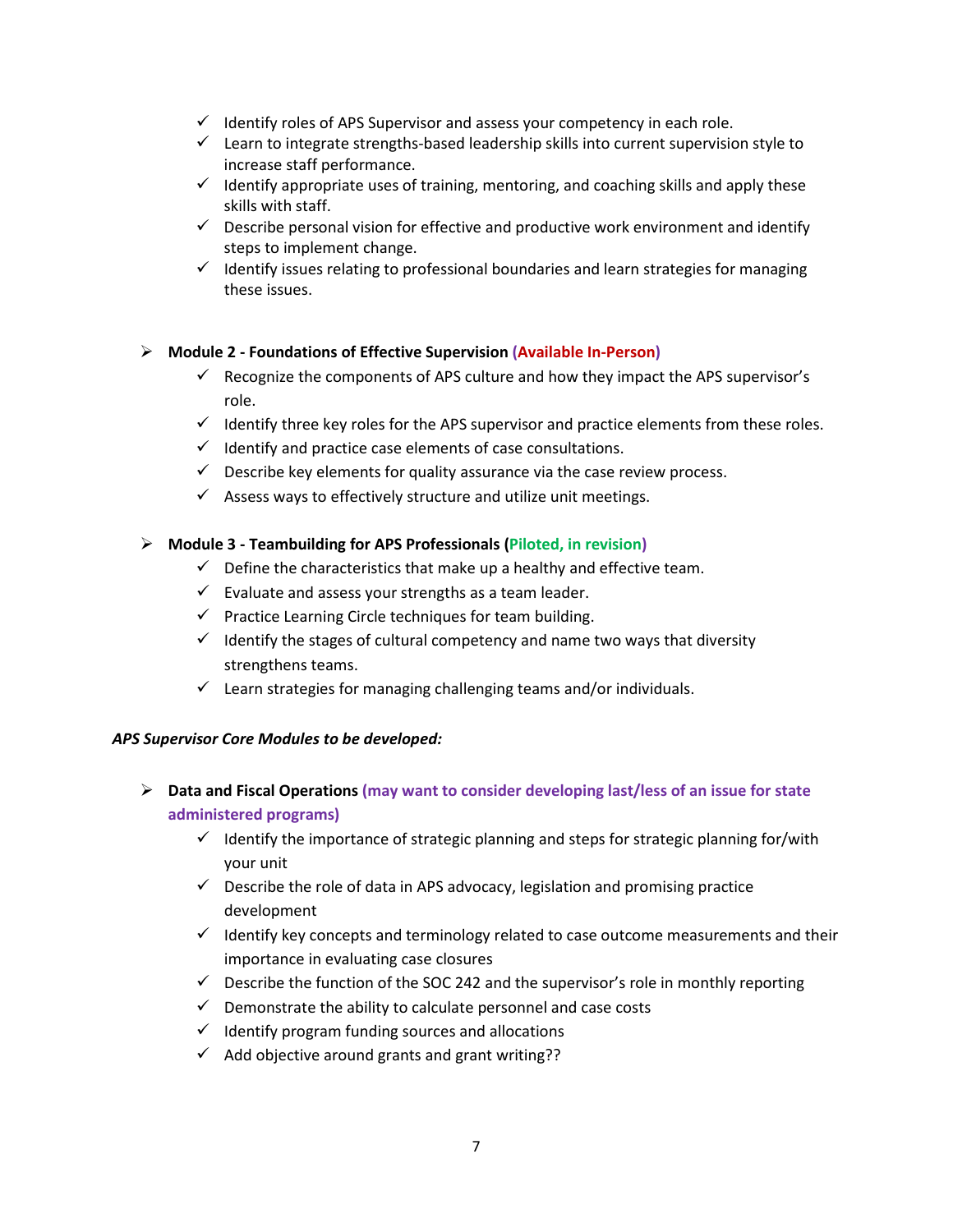- ✓ Identify roles of APS Supervisor and assess your competency in each role.
- ✓ Learn to integrate strengths-based leadership skills into current supervision style to increase staff performance.
- ✓ Identify appropriate uses of training, mentoring, and coaching skills and apply these skills with staff.
- ✓ Describe personal vision for effective and productive work environment and identify steps to implement change.
- ✓ Identify issues relating to professional boundaries and learn strategies for managing these issues.

- **Module 2 - Foundations of Effective Supervision (Available In-Person)**
  - ✓ Recognize the components of APS culture and how they impact the APS supervisor's role.
  - ✓ Identify three key roles for the APS supervisor and practice elements from these roles.
  - ✓ Identify and practice case elements of case consultations.
  - ✓ Describe key elements for quality assurance via the case review process.
  - ✓ Assess ways to effectively structure and utilize unit meetings.

- **Module 3 - Teambuilding for APS Professionals (Piloted, in revision)**
  - ✓ Define the characteristics that make up a healthy and effective team.
  - ✓ Evaluate and assess your strengths as a team leader.
  - ✓ Practice Learning Circle techniques for team building.
  - ✓ Identify the stages of cultural competency and name two ways that diversity strengthens teams.
  - ✓ Learn strategies for managing challenging teams and/or individuals.

***APS Supervisor Core Modules to be developed:***

- **Data and Fiscal Operations (may want to consider developing last/less of an issue for state administered programs)**
  - ✓ Identify the importance of strategic planning and steps for strategic planning for/with your unit
  - ✓ Describe the role of data in APS advocacy, legislation and promising practice development
  - ✓ Identify key concepts and terminology related to case outcome measurements and their importance in evaluating case closures
  - ✓ Describe the function of the SOC 242 and the supervisor's role in monthly reporting
  - ✓ Demonstrate the ability to calculate personnel and case costs
  - ✓ Identify program funding sources and allocations
  - ✓ Add objective around grants and grant writing??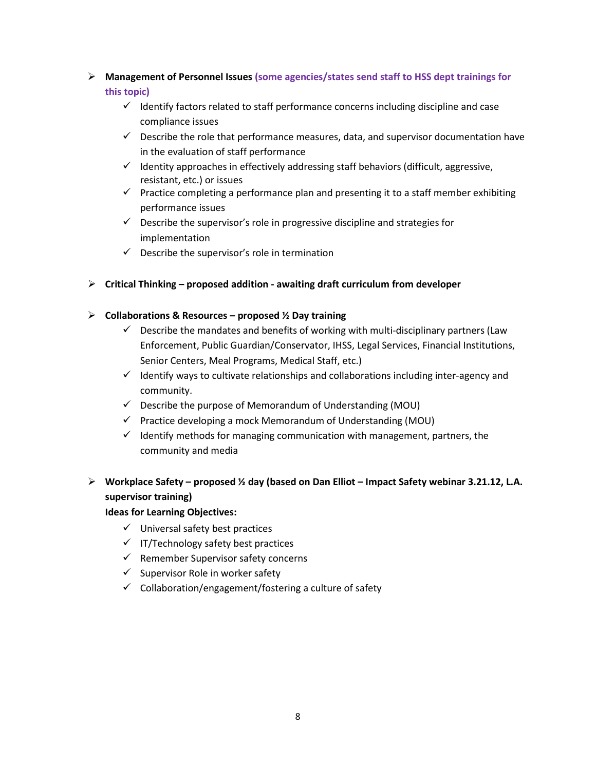- **Management of Personnel Issues** **(some agencies/states send staff to HSS dept trainings for this topic)**
  - Identify factors related to staff performance concerns including discipline and case compliance issues
  - Describe the role that performance measures, data, and supervisor documentation have in the evaluation of staff performance
  - Identity approaches in effectively addressing staff behaviors (difficult, aggressive, resistant, etc.) or issues
  - Practice completing a performance plan and presenting it to a staff member exhibiting performance issues
  - Describe the supervisor's role in progressive discipline and strategies for implementation
  - Describe the supervisor's role in termination

- **Critical Thinking – proposed addition - awaiting draft curriculum from developer**

- **Collaborations & Resources – proposed ½ Day training**
  - Describe the mandates and benefits of working with multi-disciplinary partners (Law Enforcement, Public Guardian/Conservator, IHSS, Legal Services, Financial Institutions, Senior Centers, Meal Programs, Medical Staff, etc.)
  - Identify ways to cultivate relationships and collaborations including inter-agency and community.
  - Describe the purpose of Memorandum of Understanding (MOU)
  - Practice developing a mock Memorandum of Understanding (MOU)
  - Identify methods for managing communication with management, partners, the community and media

- **Workplace Safety – proposed ½ day (based on Dan Elliot – Impact Safety webinar 3.21.12, L.A. supervisor training)**

  **Ideas for Learning Objectives:**
  - Universal safety best practices
  - IT/Technology safety best practices
  - Remember Supervisor safety concerns
  - Supervisor Role in worker safety
  - Collaboration/engagement/fostering a culture of safety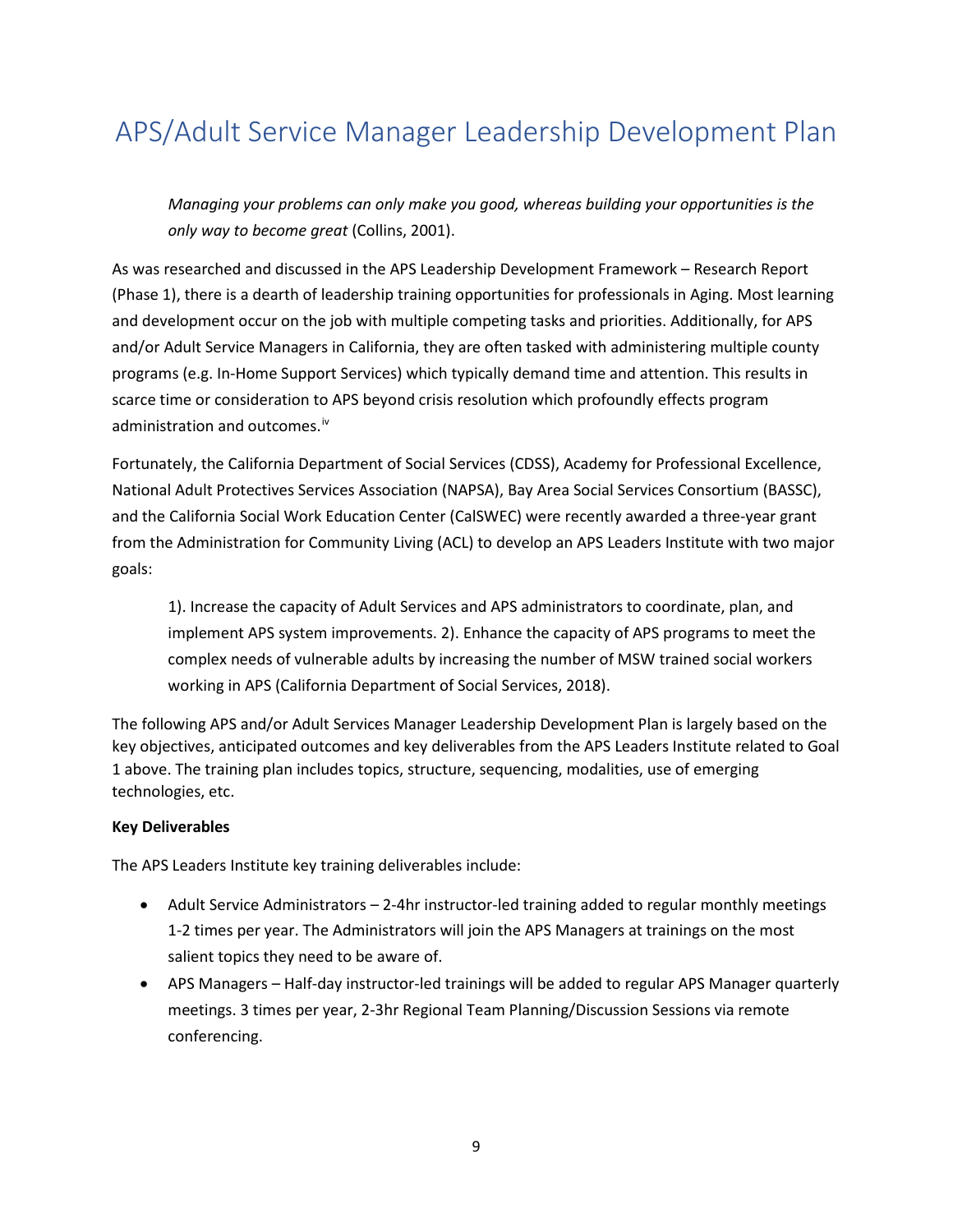# APS/Adult Service Manager Leadership Development Plan

> *Managing your problems can only make you good, whereas building your opportunities is the only way to become great* (Collins, 2001).

As was researched and discussed in the APS Leadership Development Framework – Research Report (Phase 1), there is a dearth of leadership training opportunities for professionals in Aging. Most learning and development occur on the job with multiple competing tasks and priorities. Additionally, for APS and/or Adult Service Managers in California, they are often tasked with administering multiple county programs (e.g. In-Home Support Services) which typically demand time and attention. This results in scarce time or consideration to APS beyond crisis resolution which profoundly effects program administration and outcomes.[iv]

Fortunately, the California Department of Social Services (CDSS), Academy for Professional Excellence, National Adult Protectives Services Association (NAPSA), Bay Area Social Services Consortium (BASSC), and the California Social Work Education Center (CalSWEC) were recently awarded a three-year grant from the Administration for Community Living (ACL) to develop an APS Leaders Institute with two major goals:

> 1). Increase the capacity of Adult Services and APS administrators to coordinate, plan, and implement APS system improvements. 2). Enhance the capacity of APS programs to meet the complex needs of vulnerable adults by increasing the number of MSW trained social workers working in APS (California Department of Social Services, 2018).

The following APS and/or Adult Services Manager Leadership Development Plan is largely based on the key objectives, anticipated outcomes and key deliverables from the APS Leaders Institute related to Goal 1 above. The training plan includes topics, structure, sequencing, modalities, use of emerging technologies, etc.

**Key Deliverables**

The APS Leaders Institute key training deliverables include:

- Adult Service Administrators – 2-4hr instructor-led training added to regular monthly meetings 1-2 times per year. The Administrators will join the APS Managers at trainings on the most salient topics they need to be aware of.
- APS Managers – Half-day instructor-led trainings will be added to regular APS Manager quarterly meetings. 3 times per year, 2-3hr Regional Team Planning/Discussion Sessions via remote conferencing.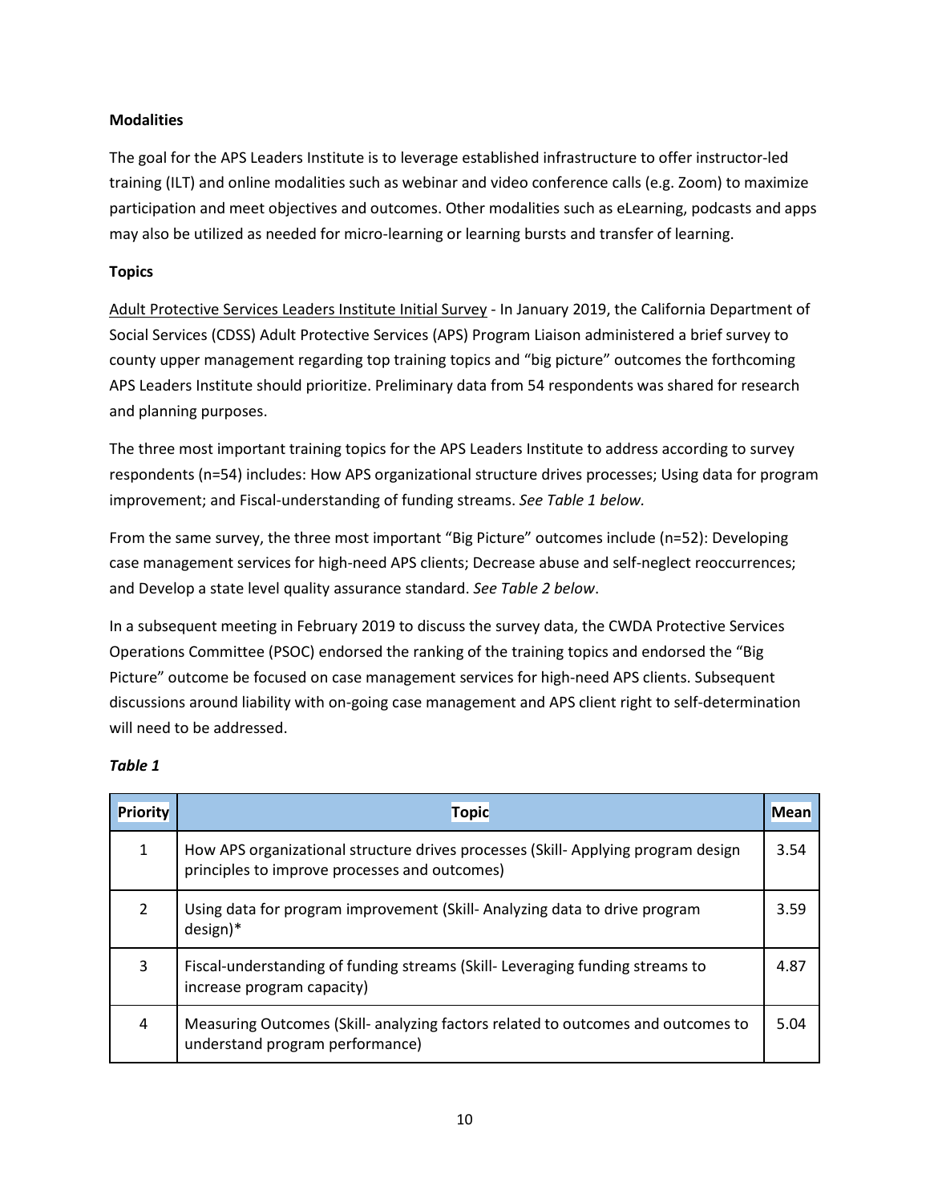**Modalities**

The goal for the APS Leaders Institute is to leverage established infrastructure to offer instructor-led training (ILT) and online modalities such as webinar and video conference calls (e.g. Zoom) to maximize participation and meet objectives and outcomes. Other modalities such as eLearning, podcasts and apps may also be utilized as needed for micro-learning or learning bursts and transfer of learning.

**Topics**

Adult Protective Services Leaders Institute Initial Survey - In January 2019, the California Department of Social Services (CDSS) Adult Protective Services (APS) Program Liaison administered a brief survey to county upper management regarding top training topics and "big picture" outcomes the forthcoming APS Leaders Institute should prioritize. Preliminary data from 54 respondents was shared for research and planning purposes.

The three most important training topics for the APS Leaders Institute to address according to survey respondents (n=54) includes: How APS organizational structure drives processes; Using data for program improvement; and Fiscal-understanding of funding streams. *See Table 1 below.*

From the same survey, the three most important "Big Picture" outcomes include (n=52): Developing case management services for high-need APS clients; Decrease abuse and self-neglect reoccurrences; and Develop a state level quality assurance standard. *See Table 2 below*.

In a subsequent meeting in February 2019 to discuss the survey data, the CWDA Protective Services Operations Committee (PSOC) endorsed the ranking of the training topics and endorsed the "Big Picture" outcome be focused on case management services for high-need APS clients. Subsequent discussions around liability with on-going case management and APS client right to self-determination will need to be addressed.

***Table 1***

| Priority | Topic | Mean |
|---|---|---|
| 1 | How APS organizational structure drives processes (Skill- Applying program design principles to improve processes and outcomes) | 3.54 |
| 2 | Using data for program improvement (Skill- Analyzing data to drive program design)* | 3.59 |
| 3 | Fiscal-understanding of funding streams (Skill- Leveraging funding streams to increase program capacity) | 4.87 |
| 4 | Measuring Outcomes (Skill- analyzing factors related to outcomes and outcomes to understand program performance) | 5.04 |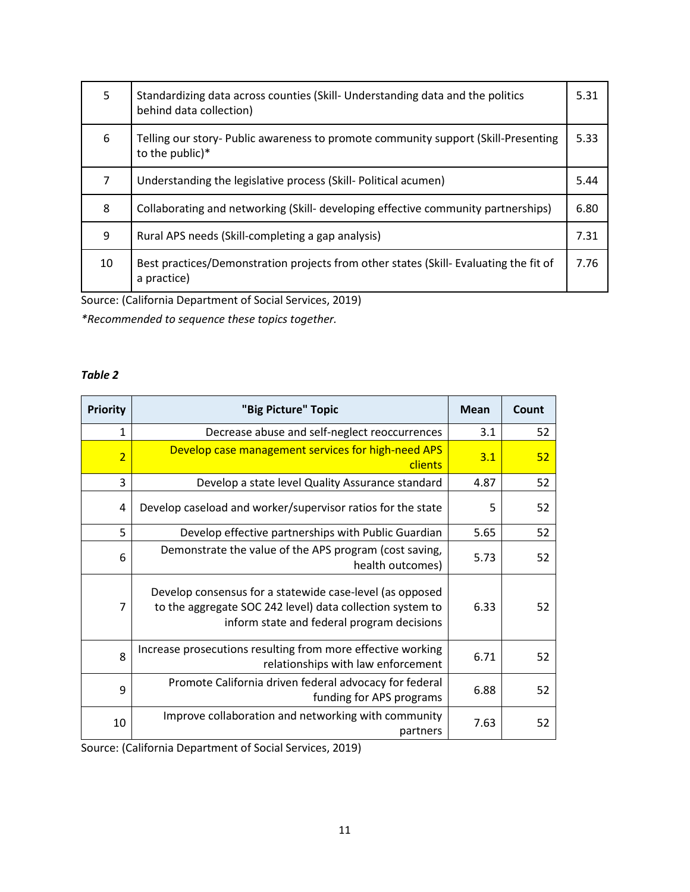| | | |
|---|---|---|
| 5 | Standardizing data across counties (Skill- Understanding data and the politics behind data collection) | 5.31 |
| 6 | Telling our story- Public awareness to promote community support (Skill-Presenting to the public)* | 5.33 |
| 7 | Understanding the legislative process (Skill- Political acumen) | 5.44 |
| 8 | Collaborating and networking (Skill- developing effective community partnerships) | 6.80 |
| 9 | Rural APS needs (Skill-completing a gap analysis) | 7.31 |
| 10 | Best practices/Demonstration projects from other states (Skill- Evaluating the fit of a practice) | 7.76 |

Source: (California Department of Social Services, 2019)

*\*Recommended to sequence these topics together.*

*Table 2*

| Priority | "Big Picture" Topic | Mean | Count |
|---|---|---|---|
| 1 | Decrease abuse and self-neglect reoccurrences | 3.1 | 52 |
| 2 | Develop case management services for high-need APS clients | 3.1 | 52 |
| 3 | Develop a state level Quality Assurance standard | 4.87 | 52 |
| 4 | Develop caseload and worker/supervisor ratios for the state | 5 | 52 |
| 5 | Develop effective partnerships with Public Guardian | 5.65 | 52 |
| 6 | Demonstrate the value of the APS program (cost saving, health outcomes) | 5.73 | 52 |
| 7 | Develop consensus for a statewide case-level (as opposed to the aggregate SOC 242 level) data collection system to inform state and federal program decisions | 6.33 | 52 |
| 8 | Increase prosecutions resulting from more effective working relationships with law enforcement | 6.71 | 52 |
| 9 | Promote California driven federal advocacy for federal funding for APS programs | 6.88 | 52 |
| 10 | Improve collaboration and networking with community partners | 7.63 | 52 |

Source: (California Department of Social Services, 2019)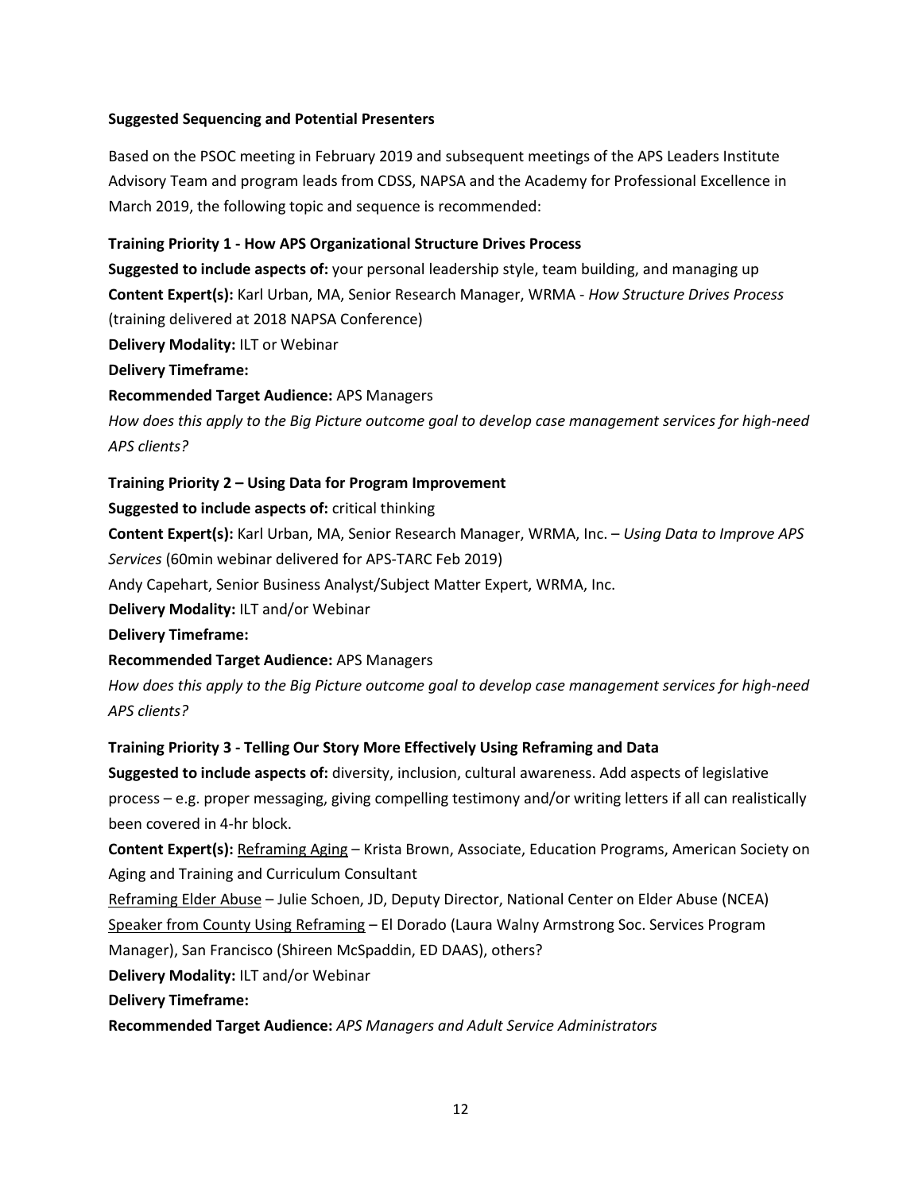**Suggested Sequencing and Potential Presenters**

Based on the PSOC meeting in February 2019 and subsequent meetings of the APS Leaders Institute Advisory Team and program leads from CDSS, NAPSA and the Academy for Professional Excellence in March 2019, the following topic and sequence is recommended:

**Training Priority 1 - How APS Organizational Structure Drives Process**

**Suggested to include aspects of:** your personal leadership style, team building, and managing up

**Content Expert(s):** Karl Urban, MA, Senior Research Manager, WRMA - *How Structure Drives Process* (training delivered at 2018 NAPSA Conference)

**Delivery Modality:** ILT or Webinar

**Delivery Timeframe:**

**Recommended Target Audience:** APS Managers

*How does this apply to the Big Picture outcome goal to develop case management services for high-need APS clients?*

**Training Priority 2 – Using Data for Program Improvement**

**Suggested to include aspects of:** critical thinking

**Content Expert(s):** Karl Urban, MA, Senior Research Manager, WRMA, Inc. – *Using Data to Improve APS Services* (60min webinar delivered for APS-TARC Feb 2019)

Andy Capehart, Senior Business Analyst/Subject Matter Expert, WRMA, Inc.

**Delivery Modality:** ILT and/or Webinar

**Delivery Timeframe:**

**Recommended Target Audience:** APS Managers

*How does this apply to the Big Picture outcome goal to develop case management services for high-need APS clients?*

**Training Priority 3 - Telling Our Story More Effectively Using Reframing and Data**

**Suggested to include aspects of:** diversity, inclusion, cultural awareness. Add aspects of legislative process – e.g. proper messaging, giving compelling testimony and/or writing letters if all can realistically been covered in 4-hr block.

**Content Expert(s):** <u>Reframing Aging</u> – Krista Brown, Associate, Education Programs, American Society on Aging and Training and Curriculum Consultant

<u>Reframing Elder Abuse</u> – Julie Schoen, JD, Deputy Director, National Center on Elder Abuse (NCEA)

<u>Speaker from County Using Reframing</u> – El Dorado (Laura Walny Armstrong Soc. Services Program Manager), San Francisco (Shireen McSpaddin, ED DAAS), others?

**Delivery Modality:** ILT and/or Webinar

**Delivery Timeframe:**

**Recommended Target Audience:** *APS Managers and Adult Service Administrators*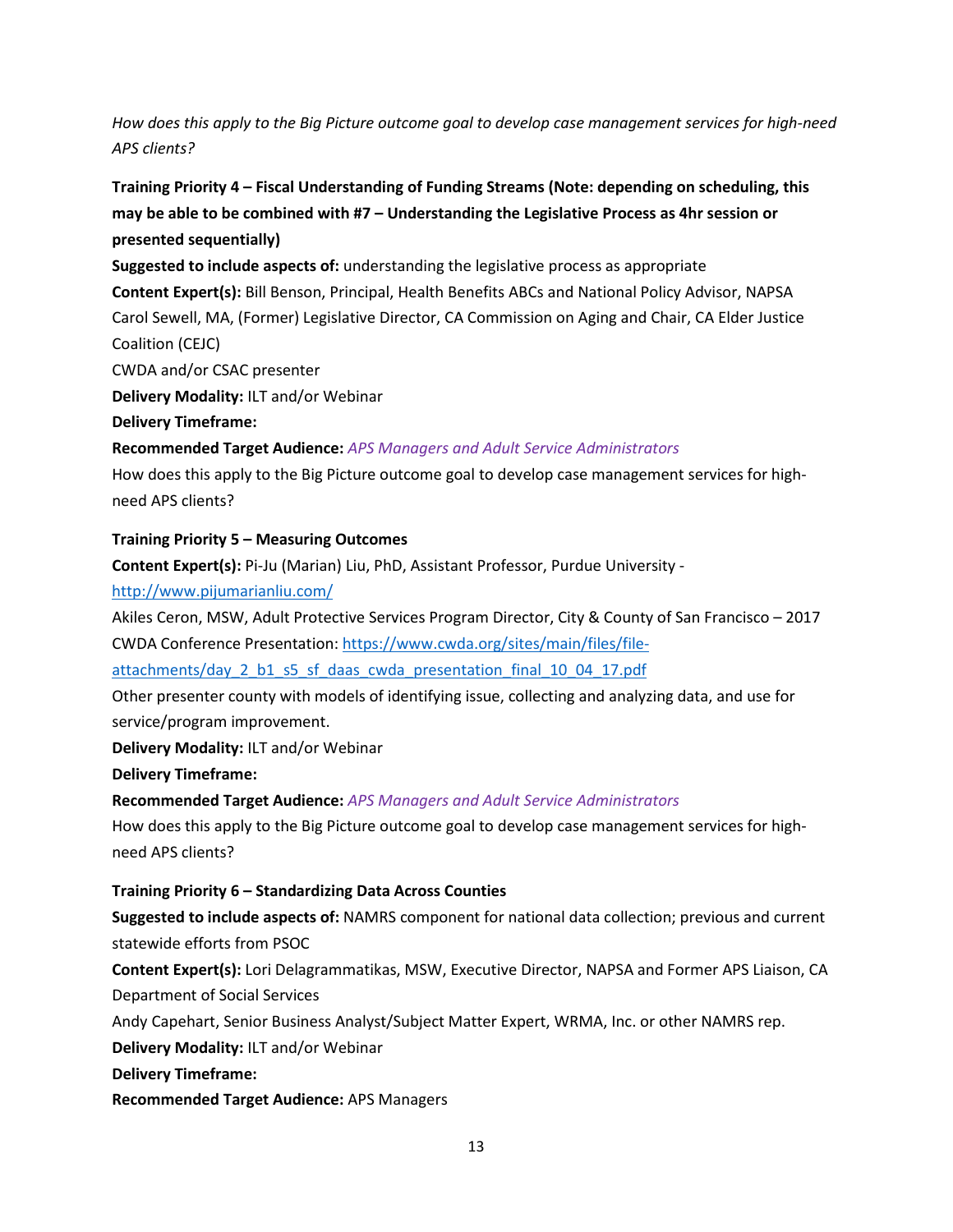*How does this apply to the Big Picture outcome goal to develop case management services for high-need APS clients?*

**Training Priority 4 – Fiscal Understanding of Funding Streams (Note: depending on scheduling, this may be able to be combined with #7 – Understanding the Legislative Process as 4hr session or presented sequentially)**

**Suggested to include aspects of:** understanding the legislative process as appropriate

**Content Expert(s):** Bill Benson, Principal, Health Benefits ABCs and National Policy Advisor, NAPSA
Carol Sewell, MA, (Former) Legislative Director, CA Commission on Aging and Chair, CA Elder Justice Coalition (CEJC)
CWDA and/or CSAC presenter

**Delivery Modality:** ILT and/or Webinar

**Delivery Timeframe:**

**Recommended Target Audience:** *APS Managers and Adult Service Administrators*

How does this apply to the Big Picture outcome goal to develop case management services for high-need APS clients?

**Training Priority 5 – Measuring Outcomes**

**Content Expert(s):** Pi-Ju (Marian) Liu, PhD, Assistant Professor, Purdue University - http://www.pijumarianliu.com/
Akiles Ceron, MSW, Adult Protective Services Program Director, City & County of San Francisco – 2017 CWDA Conference Presentation: https://www.cwda.org/sites/main/files/file-attachments/day_2_b1_s5_sf_daas_cwda_presentation_final_10_04_17.pdf
Other presenter county with models of identifying issue, collecting and analyzing data, and use for service/program improvement.

**Delivery Modality:** ILT and/or Webinar

**Delivery Timeframe:**

**Recommended Target Audience:** *APS Managers and Adult Service Administrators*

How does this apply to the Big Picture outcome goal to develop case management services for high-need APS clients?

**Training Priority 6 – Standardizing Data Across Counties**

**Suggested to include aspects of:** NAMRS component for national data collection; previous and current statewide efforts from PSOC

**Content Expert(s):** Lori Delagrammatikas, MSW, Executive Director, NAPSA and Former APS Liaison, CA Department of Social Services
Andy Capehart, Senior Business Analyst/Subject Matter Expert, WRMA, Inc. or other NAMRS rep.

**Delivery Modality:** ILT and/or Webinar

**Delivery Timeframe:**

**Recommended Target Audience:** APS Managers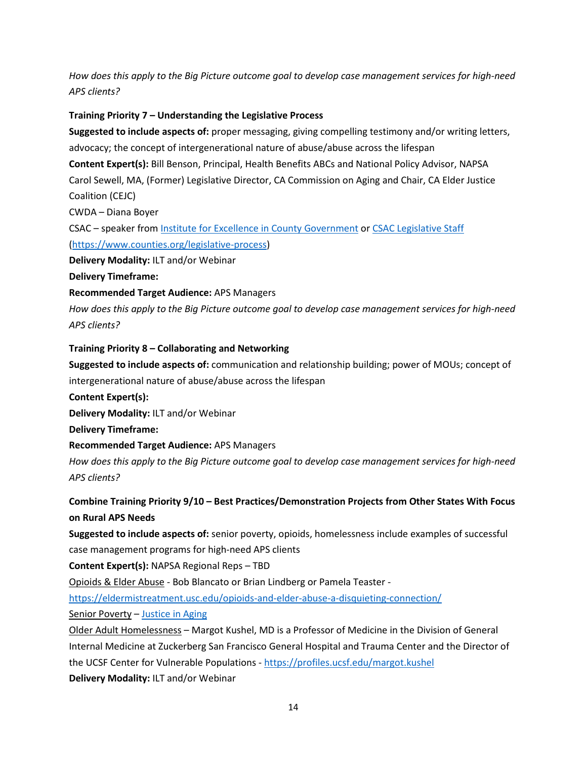*How does this apply to the Big Picture outcome goal to develop case management services for high-need APS clients?*

**Training Priority 7 – Understanding the Legislative Process**

**Suggested to include aspects of:** proper messaging, giving compelling testimony and/or writing letters, advocacy; the concept of intergenerational nature of abuse/abuse across the lifespan

**Content Expert(s):** Bill Benson, Principal, Health Benefits ABCs and National Policy Advisor, NAPSA

Carol Sewell, MA, (Former) Legislative Director, CA Commission on Aging and Chair, CA Elder Justice Coalition (CEJC)

CWDA – Diana Boyer

CSAC – speaker from Institute for Excellence in County Government or CSAC Legislative Staff (https://www.counties.org/legislative-process)

**Delivery Modality:** ILT and/or Webinar

**Delivery Timeframe:**

**Recommended Target Audience:** APS Managers

*How does this apply to the Big Picture outcome goal to develop case management services for high-need APS clients?*

**Training Priority 8 – Collaborating and Networking**

**Suggested to include aspects of:** communication and relationship building; power of MOUs; concept of intergenerational nature of abuse/abuse across the lifespan

**Content Expert(s):**

**Delivery Modality:** ILT and/or Webinar

**Delivery Timeframe:**

**Recommended Target Audience:** APS Managers

*How does this apply to the Big Picture outcome goal to develop case management services for high-need APS clients?*

**Combine Training Priority 9/10 – Best Practices/Demonstration Projects from Other States With Focus on Rural APS Needs**

**Suggested to include aspects of:** senior poverty, opioids, homelessness include examples of successful case management programs for high-need APS clients

**Content Expert(s):** NAPSA Regional Reps – TBD

Opioids & Elder Abuse - Bob Blancato or Brian Lindberg or Pamela Teaster - https://eldermistreatment.usc.edu/opioids-and-elder-abuse-a-disquieting-connection/

Senior Poverty – Justice in Aging

Older Adult Homelessness – Margot Kushel, MD is a Professor of Medicine in the Division of General Internal Medicine at Zuckerberg San Francisco General Hospital and Trauma Center and the Director of the UCSF Center for Vulnerable Populations - https://profiles.ucsf.edu/margot.kushel

**Delivery Modality:** ILT and/or Webinar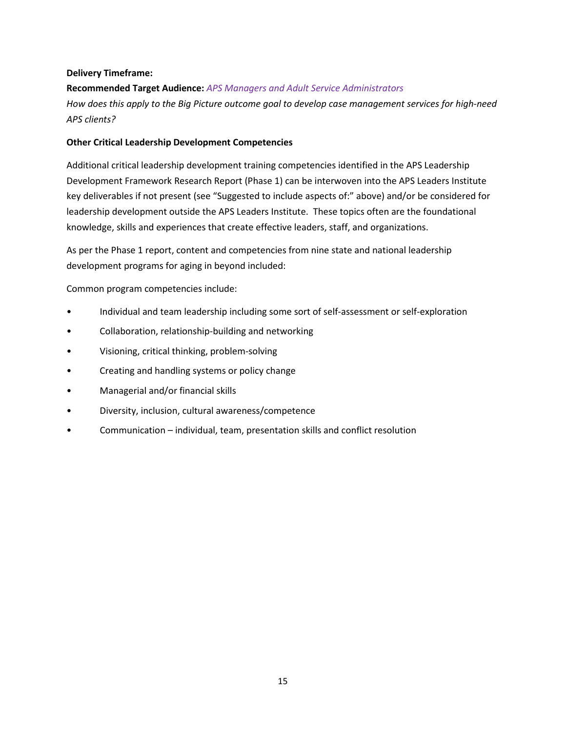**Delivery Timeframe:**

**Recommended Target Audience:** *APS Managers and Adult Service Administrators*

*How does this apply to the Big Picture outcome goal to develop case management services for high-need APS clients?*

**Other Critical Leadership Development Competencies**

Additional critical leadership development training competencies identified in the APS Leadership Development Framework Research Report (Phase 1) can be interwoven into the APS Leaders Institute key deliverables if not present (see "Suggested to include aspects of:" above) and/or be considered for leadership development outside the APS Leaders Institute. These topics often are the foundational knowledge, skills and experiences that create effective leaders, staff, and organizations.

As per the Phase 1 report, content and competencies from nine state and national leadership development programs for aging in beyond included:

Common program competencies include:

- Individual and team leadership including some sort of self-assessment or self-exploration
- Collaboration, relationship-building and networking
- Visioning, critical thinking, problem-solving
- Creating and handling systems or policy change
- Managerial and/or financial skills
- Diversity, inclusion, cultural awareness/competence
- Communication – individual, team, presentation skills and conflict resolution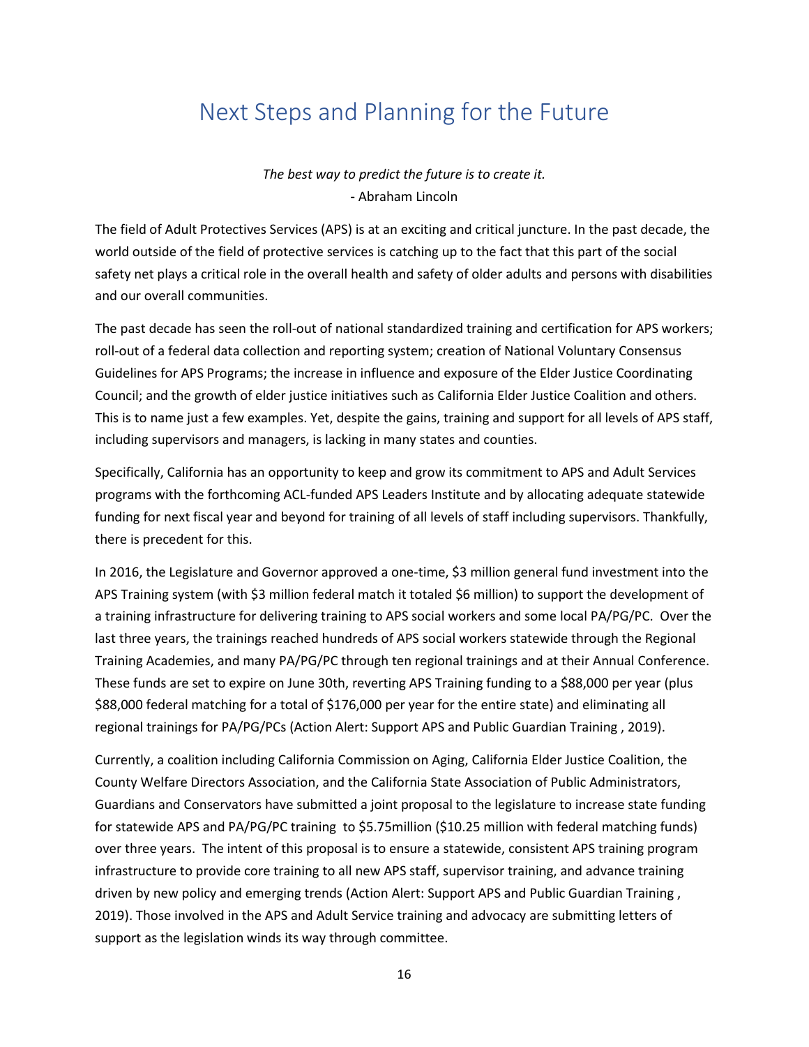# Next Steps and Planning for the Future

*The best way to predict the future is to create it.*
**-** Abraham Lincoln

The field of Adult Protectives Services (APS) is at an exciting and critical juncture. In the past decade, the world outside of the field of protective services is catching up to the fact that this part of the social safety net plays a critical role in the overall health and safety of older adults and persons with disabilities and our overall communities.

The past decade has seen the roll-out of national standardized training and certification for APS workers; roll-out of a federal data collection and reporting system; creation of National Voluntary Consensus Guidelines for APS Programs; the increase in influence and exposure of the Elder Justice Coordinating Council; and the growth of elder justice initiatives such as California Elder Justice Coalition and others. This is to name just a few examples. Yet, despite the gains, training and support for all levels of APS staff, including supervisors and managers, is lacking in many states and counties.

Specifically, California has an opportunity to keep and grow its commitment to APS and Adult Services programs with the forthcoming ACL-funded APS Leaders Institute and by allocating adequate statewide funding for next fiscal year and beyond for training of all levels of staff including supervisors. Thankfully, there is precedent for this.

In 2016, the Legislature and Governor approved a one-time, $3 million general fund investment into the APS Training system (with $3 million federal match it totaled $6 million) to support the development of a training infrastructure for delivering training to APS social workers and some local PA/PG/PC. Over the last three years, the trainings reached hundreds of APS social workers statewide through the Regional Training Academies, and many PA/PG/PC through ten regional trainings and at their Annual Conference. These funds are set to expire on June 30th, reverting APS Training funding to a $88,000 per year (plus $88,000 federal matching for a total of $176,000 per year for the entire state) and eliminating all regional trainings for PA/PG/PCs (Action Alert: Support APS and Public Guardian Training , 2019).

Currently, a coalition including California Commission on Aging, California Elder Justice Coalition, the County Welfare Directors Association, and the California State Association of Public Administrators, Guardians and Conservators have submitted a joint proposal to the legislature to increase state funding for statewide APS and PA/PG/PC training to $5.75million ($10.25 million with federal matching funds) over three years. The intent of this proposal is to ensure a statewide, consistent APS training program infrastructure to provide core training to all new APS staff, supervisor training, and advance training driven by new policy and emerging trends (Action Alert: Support APS and Public Guardian Training , 2019). Those involved in the APS and Adult Service training and advocacy are submitting letters of support as the legislation winds its way through committee.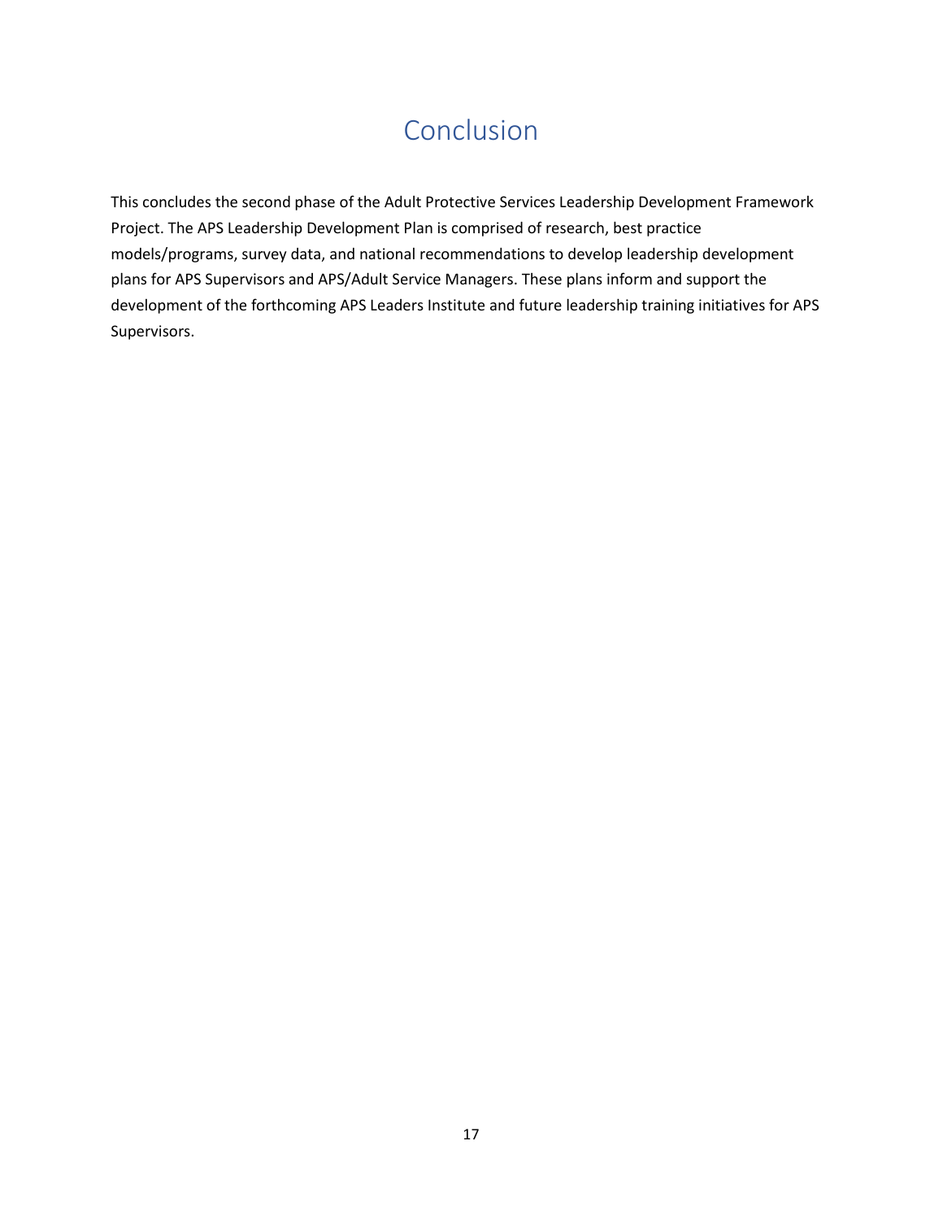# Conclusion

This concludes the second phase of the Adult Protective Services Leadership Development Framework Project. The APS Leadership Development Plan is comprised of research, best practice models/programs, survey data, and national recommendations to develop leadership development plans for APS Supervisors and APS/Adult Service Managers. These plans inform and support the development of the forthcoming APS Leaders Institute and future leadership training initiatives for APS Supervisors.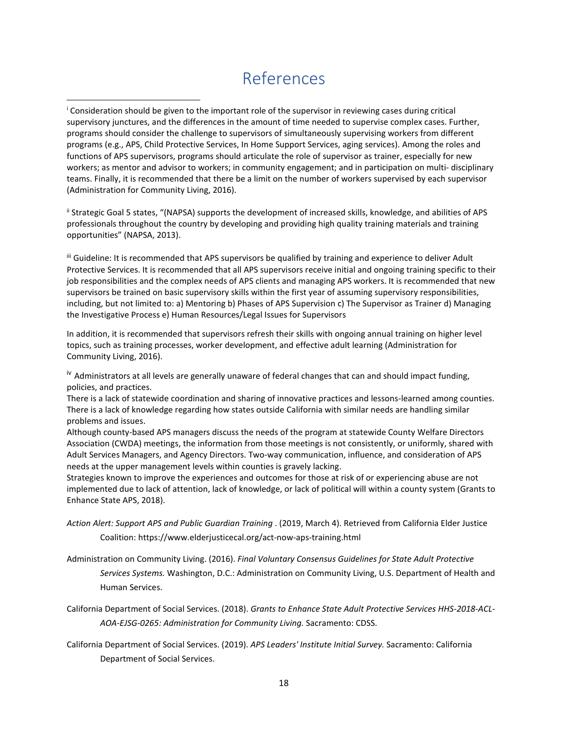# References

[i] Consideration should be given to the important role of the supervisor in reviewing cases during critical supervisory junctures, and the differences in the amount of time needed to supervise complex cases. Further, programs should consider the challenge to supervisors of simultaneously supervising workers from different programs (e.g., APS, Child Protective Services, In Home Support Services, aging services). Among the roles and functions of APS supervisors, programs should articulate the role of supervisor as trainer, especially for new workers; as mentor and advisor to workers; in community engagement; and in participation on multi- disciplinary teams. Finally, it is recommended that there be a limit on the number of workers supervised by each supervisor (Administration for Community Living, 2016).

[ii] Strategic Goal 5 states, "(NAPSA) supports the development of increased skills, knowledge, and abilities of APS professionals throughout the country by developing and providing high quality training materials and training opportunities" (NAPSA, 2013).

[iii] Guideline: It is recommended that APS supervisors be qualified by training and experience to deliver Adult Protective Services. It is recommended that all APS supervisors receive initial and ongoing training specific to their job responsibilities and the complex needs of APS clients and managing APS workers. It is recommended that new supervisors be trained on basic supervisory skills within the first year of assuming supervisory responsibilities, including, but not limited to: a) Mentoring b) Phases of APS Supervision c) The Supervisor as Trainer d) Managing the Investigative Process e) Human Resources/Legal Issues for Supervisors

In addition, it is recommended that supervisors refresh their skills with ongoing annual training on higher level topics, such as training processes, worker development, and effective adult learning (Administration for Community Living, 2016).

[iv] Administrators at all levels are generally unaware of federal changes that can and should impact funding, policies, and practices.
There is a lack of statewide coordination and sharing of innovative practices and lessons-learned among counties.
There is a lack of knowledge regarding how states outside California with similar needs are handling similar problems and issues.
Although county-based APS managers discuss the needs of the program at statewide County Welfare Directors Association (CWDA) meetings, the information from those meetings is not consistently, or uniformly, shared with Adult Services Managers, and Agency Directors. Two-way communication, influence, and consideration of APS needs at the upper management levels within counties is gravely lacking.
Strategies known to improve the experiences and outcomes for those at risk of or experiencing abuse are not implemented due to lack of attention, lack of knowledge, or lack of political will within a county system (Grants to Enhance State APS, 2018).

*Action Alert: Support APS and Public Guardian Training* . (2019, March 4). Retrieved from California Elder Justice Coalition: https://www.elderjusticecal.org/act-now-aps-training.html

Administration on Community Living. (2016). *Final Voluntary Consensus Guidelines for State Adult Protective Services Systems.* Washington, D.C.: Administration on Community Living, U.S. Department of Health and Human Services.

California Department of Social Services. (2018). *Grants to Enhance State Adult Protective Services HHS-2018-ACL-AOA-EJSG-0265: Administration for Community Living.* Sacramento: CDSS.

California Department of Social Services. (2019). *APS Leaders' Institute Initial Survey.* Sacramento: California Department of Social Services.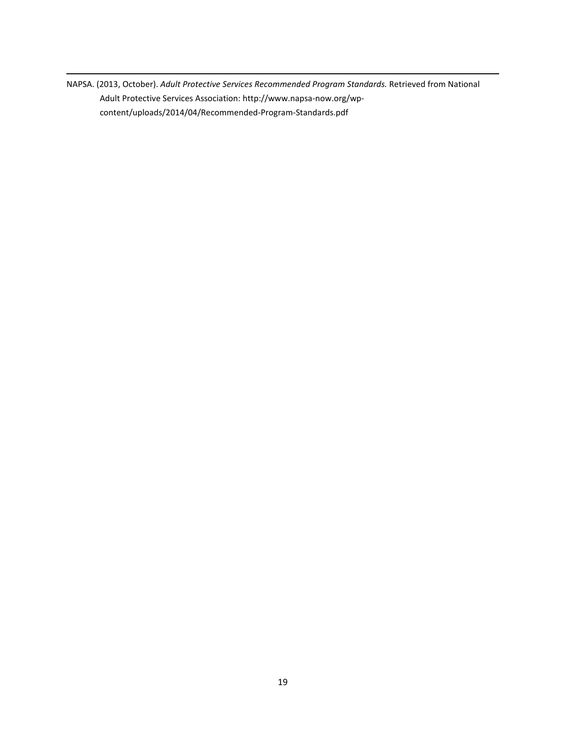NAPSA. (2013, October). *Adult Protective Services Recommended Program Standards.* Retrieved from National Adult Protective Services Association: http://www.napsa-now.org/wp-content/uploads/2014/04/Recommended-Program-Standards.pdf